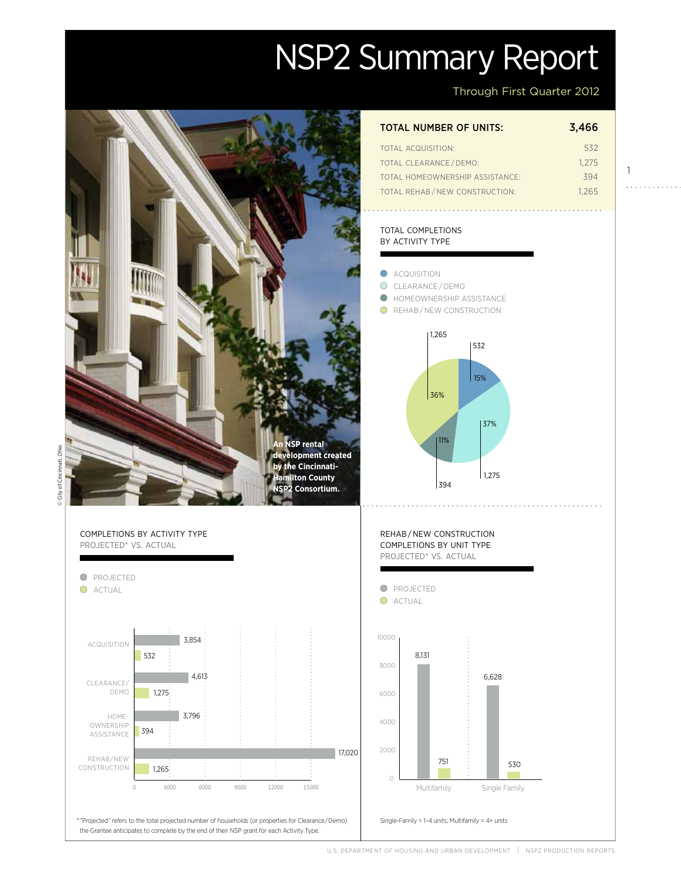# NSP2 Summary Report

Through First Quarter 2012

| TOTAL NUMBER OF UNITS: | 3,466 |
|---|---|
| TOTAL ACQUISITION: | 532 |
| TOTAL CLEARANCE / DEMO: | 1,275 |
| TOTAL HOMEOWNERSHIP ASSISTANCE: | 394 |
| TOTAL REHAB / NEW CONSTRUCTION: | 1,265 |

An NSP rental development created by the Cincinnati-Hamilton County NSP2 Consortium.

© City of Cincinnati, Ohio

## TOTAL COMPLETIONS BY ACTIVITY TYPE

| Activity Type | Units | Percent |
|---|---|---|
| Acquisition | 532 | 15% |
| Clearance / Demo | 1,275 | 37% |
| Homeownership Assistance | 394 | 11% |
| Rehab / New Construction | 1,265 | 36% |

## COMPLETIONS BY ACTIVITY TYPE

PROJECTED* VS. ACTUAL

| Activity Type | Projected | Actual |
|---|---|---|
| Acquisition | 3,854 | 532 |
| Clearance/Demo | 4,613 | 1,275 |
| Homeownership Assistance | 3,796 | 394 |
| Rehab/New Construction | 17,020 | 1,265 |

*"Projected" refers to the total projected number of households (or properties for Clearance/Demo) the Grantee anticipates to complete by the end of their NSP grant for each Activity Type.

## REHAB / NEW CONSTRUCTION COMPLETIONS BY UNIT TYPE

PROJECTED* VS. ACTUAL

| Unit Type | Projected | Actual |
|---|---|---|
| Multifamily | 8,131 | 751 |
| Single Family | 6,628 | 530 |

Single-Family = 1–4 units; Multifamily = 4+ units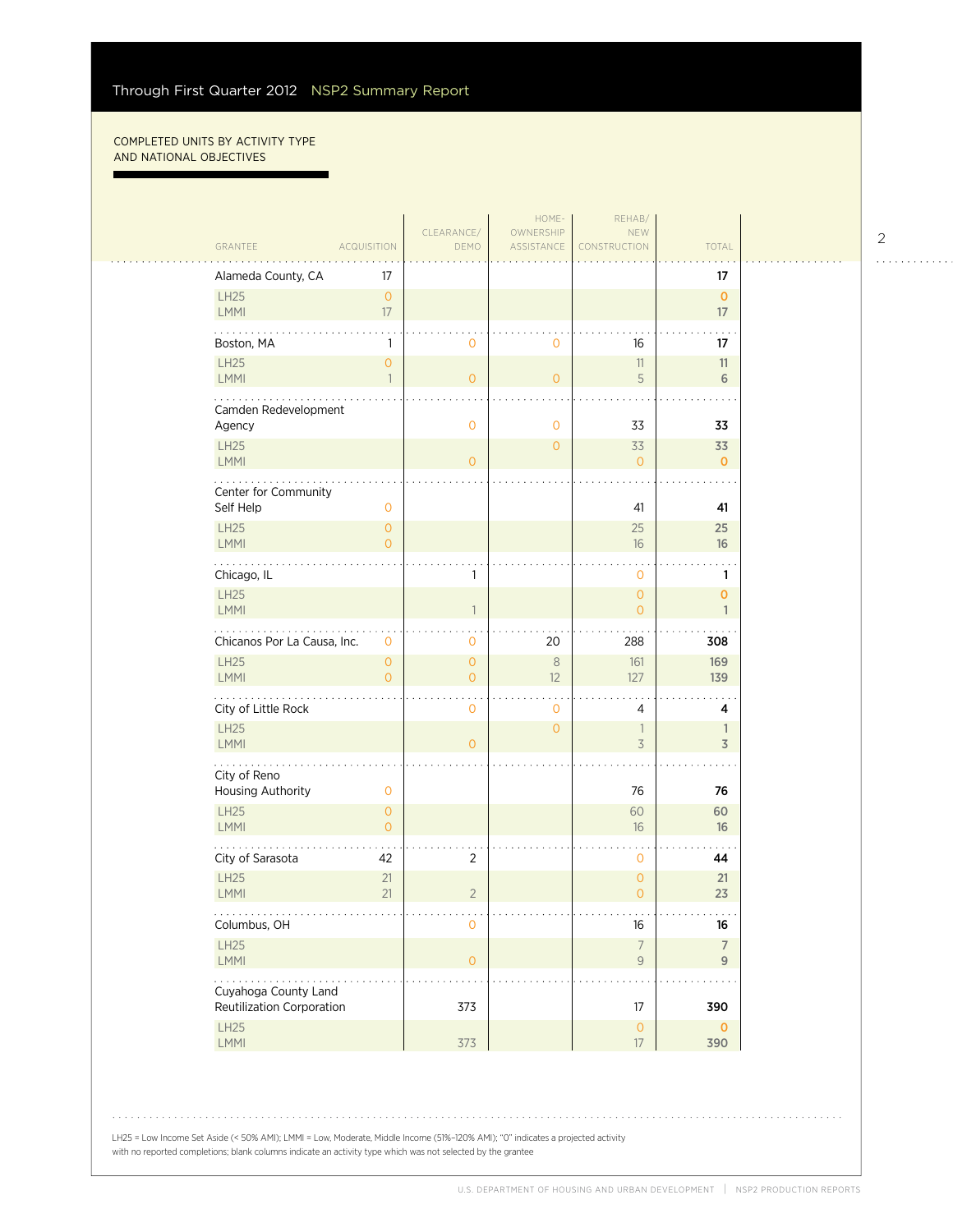## COMPLETED UNITS BY ACTIVITY TYPE AND NATIONAL OBJECTIVES

| GRANTEE | ACQUISITION | CLEARANCE/ DEMO | HOME-OWNERSHIP ASSISTANCE | REHAB/ NEW CONSTRUCTION | TOTAL |
|---|---|---|---|---|---|
| Alameda County, CA | 17 | | | | 17 |
| LH25 | 0 | | | | 0 |
| LMMI | 17 | | | | 17 |
| Boston, MA | 1 | 0 | 0 | 16 | 17 |
| LH25 | 0 | | | 11 | 11 |
| LMMI | 1 | 0 | 0 | 5 | 6 |
| Camden Redevelopment Agency | | 0 | 0 | 33 | 33 |
| LH25 | | | 0 | 33 | 33 |
| LMMI | | 0 | | 0 | 0 |
| Center for Community Self Help | 0 | | | 41 | 41 |
| LH25 | 0 | | | 25 | 25 |
| LMMI | 0 | | | 16 | 16 |
| Chicago, IL | | 1 | | 0 | 1 |
| LH25 | | | | 0 | 0 |
| LMMI | | 1 | | 0 | 1 |
| Chicanos Por La Causa, Inc. | 0 | 0 | 20 | 288 | 308 |
| LH25 | 0 | 0 | 8 | 161 | 169 |
| LMMI | 0 | 0 | 12 | 127 | 139 |
| City of Little Rock | | 0 | 0 | 4 | 4 |
| LH25 | | | 0 | 1 | 1 |
| LMMI | | 0 | | 3 | 3 |
| City of Reno Housing Authority | 0 | | | 76 | 76 |
| LH25 | 0 | | | 60 | 60 |
| LMMI | 0 | | | 16 | 16 |
| City of Sarasota | 42 | 2 | | 0 | 44 |
| LH25 | 21 | | | 0 | 21 |
| LMMI | 21 | 2 | | 0 | 23 |
| Columbus, OH | | 0 | | 16 | 16 |
| LH25 | | | | 7 | 7 |
| LMMI | | 0 | | 9 | 9 |
| Cuyahoga County Land Reutilization Corporation | | 373 | | 17 | 390 |
| LH25 | | | | 0 | 0 |
| LMMI | | 373 | | 17 | 390 |

LH25 = Low Income Set Aside (< 50% AMI); LMMI = Low, Moderate, Middle Income (51%–120% AMI); "0" indicates a projected activity with no reported completions; blank columns indicate an activity type which was not selected by the grantee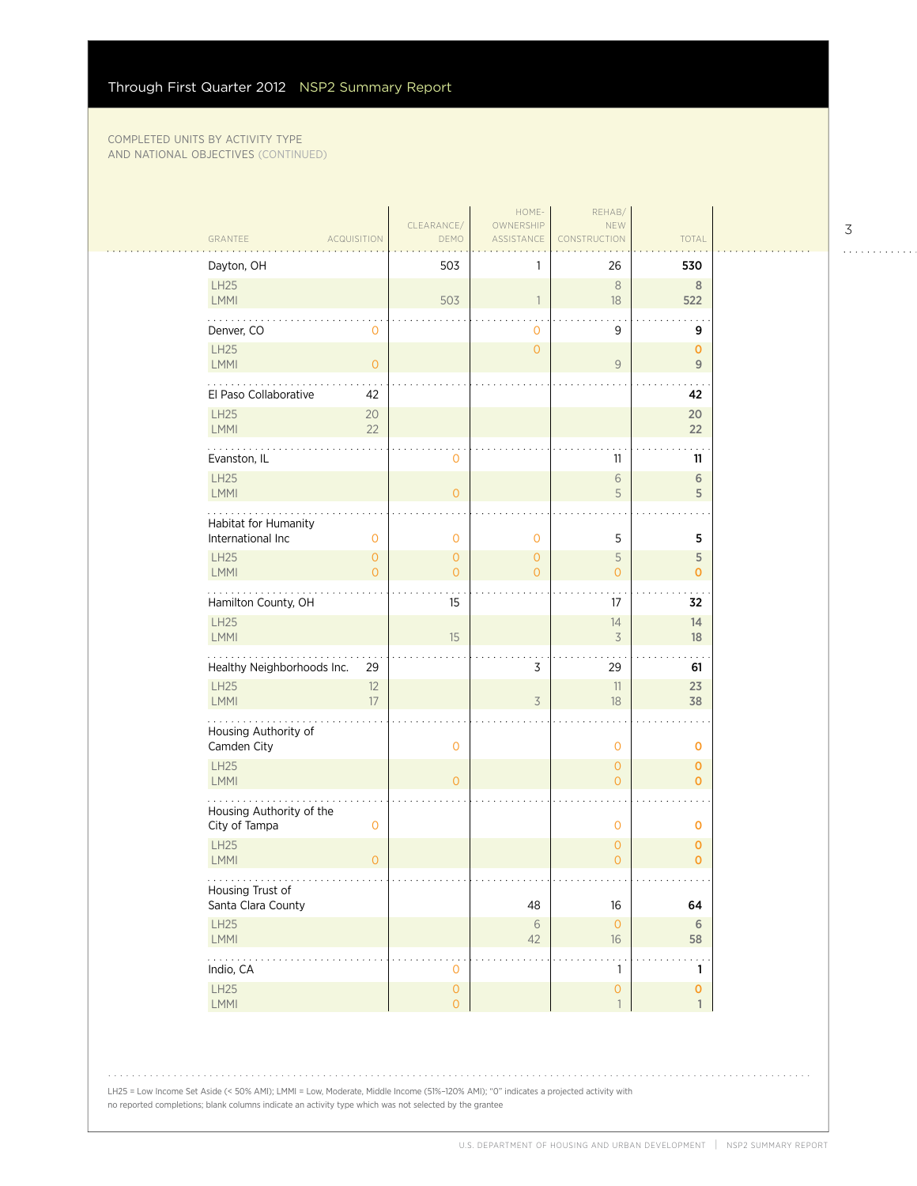COMPLETED UNITS BY ACTIVITY TYPE AND NATIONAL OBJECTIVES (CONTINUED)

| GRANTEE | ACQUISITION | CLEARANCE/ DEMO | HOME-OWNERSHIP ASSISTANCE | REHAB/ NEW CONSTRUCTION | TOTAL |
|---|---|---|---|---|---|
| Dayton, OH | | 503 | 1 | 26 | 530 |
| LH25 | | | | 8 | 8 |
| LMMI | | 503 | 1 | 18 | 522 |
| Denver, CO | 0 | | 0 | 9 | 9 |
| LH25 | | | 0 | | 0 |
| LMMI | 0 | | | 9 | 9 |
| El Paso Collaborative | 42 | | | | 42 |
| LH25 | 20 | | | | 20 |
| LMMI | 22 | | | | 22 |
| Evanston, IL | | 0 | | 11 | 11 |
| LH25 | | | | 6 | 6 |
| LMMI | | 0 | | 5 | 5 |
| Habitat for Humanity International Inc | 0 | 0 | 0 | 5 | 5 |
| LH25 | 0 | 0 | 0 | 5 | 5 |
| LMMI | 0 | 0 | 0 | 0 | 0 |
| Hamilton County, OH | | 15 | | 17 | 32 |
| LH25 | | | | 14 | 14 |
| LMMI | | 15 | | 3 | 18 |
| Healthy Neighborhoods Inc. | 29 | | 3 | 29 | 61 |
| LH25 | 12 | | | 11 | 23 |
| LMMI | 17 | | 3 | 18 | 38 |
| Housing Authority of Camden City | | 0 | | 0 | 0 |
| LH25 | | | | 0 | 0 |
| LMMI | | 0 | | 0 | 0 |
| Housing Authority of the City of Tampa | 0 | | | 0 | 0 |
| LH25 | | | | 0 | 0 |
| LMMI | 0 | | | 0 | 0 |
| Housing Trust of Santa Clara County | | | 48 | 16 | 64 |
| LH25 | | | 6 | 0 | 6 |
| LMMI | | | 42 | 16 | 58 |
| Indio, CA | | 0 | | 1 | 1 |
| LH25 | | 0 | | 0 | 0 |
| LMMI | | 0 | | 1 | 1 |

LH25 = Low Income Set Aside (< 50% AMI); LMMI = Low, Moderate, Middle Income (51%–120% AMI); "0" indicates a projected activity with no reported completions; blank columns indicate an activity type which was not selected by the grantee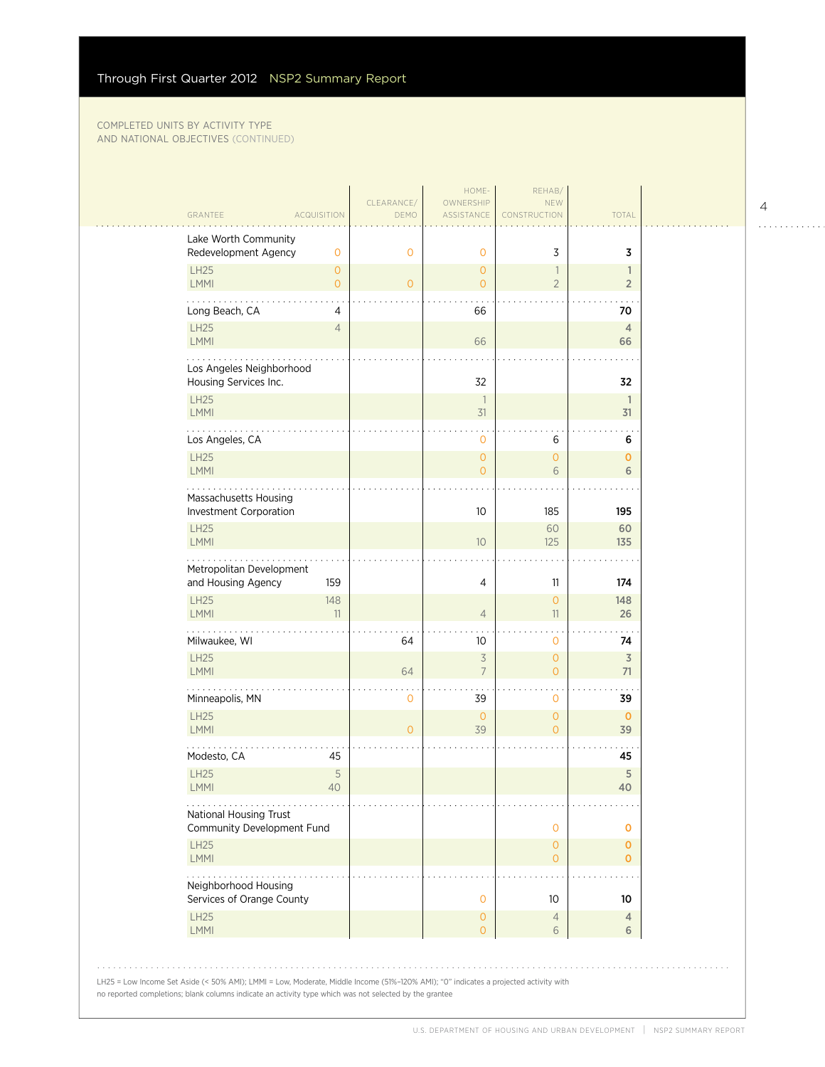COMPLETED UNITS BY ACTIVITY TYPE AND NATIONAL OBJECTIVES (CONTINUED)

| GRANTEE | ACQUISITION | CLEARANCE/ DEMO | HOME-OWNERSHIP ASSISTANCE | REHAB/ NEW CONSTRUCTION | TOTAL |
|---|---|---|---|---|---|
| Lake Worth Community Redevelopment Agency | 0 | 0 | 0 | 3 | 3 |
| LH25 | 0 | | 0 | 1 | 1 |
| LMMI | 0 | 0 | 0 | 2 | 2 |
| Long Beach, CA | 4 | | 66 | | 70 |
| LH25 | 4 | | | | 4 |
| LMMI | | | 66 | | 66 |
| Los Angeles Neighborhood Housing Services Inc. | | | 32 | | 32 |
| LH25 | | | 1 | | 1 |
| LMMI | | | 31 | | 31 |
| Los Angeles, CA | | | 0 | 6 | 6 |
| LH25 | | | 0 | 0 | 0 |
| LMMI | | | 0 | 6 | 6 |
| Massachusetts Housing Investment Corporation | | | 10 | 185 | 195 |
| LH25 | | | | 60 | 60 |
| LMMI | | | 10 | 125 | 135 |
| Metropolitan Development and Housing Agency | 159 | | 4 | 11 | 174 |
| LH25 | 148 | | | 0 | 148 |
| LMMI | 11 | | 4 | 11 | 26 |
| Milwaukee, WI | | 64 | 10 | 0 | 74 |
| LH25 | | | 3 | 0 | 3 |
| LMMI | | 64 | 7 | 0 | 71 |
| Minneapolis, MN | | 0 | 39 | 0 | 39 |
| LH25 | | | 0 | 0 | 0 |
| LMMI | | 0 | 39 | 0 | 39 |
| Modesto, CA | 45 | | | | 45 |
| LH25 | 5 | | | | 5 |
| LMMI | 40 | | | | 40 |
| National Housing Trust Community Development Fund | | | | 0 | 0 |
| LH25 | | | | 0 | 0 |
| LMMI | | | | 0 | 0 |
| Neighborhood Housing Services of Orange County | | | 0 | 10 | 10 |
| LH25 | | | 0 | 4 | 4 |
| LMMI | | | 0 | 6 | 6 |

LH25 = Low Income Set Aside (< 50% AMI); LMMI = Low, Moderate, Middle Income (51%–120% AMI); "0" indicates a projected activity with no reported completions; blank columns indicate an activity type which was not selected by the grantee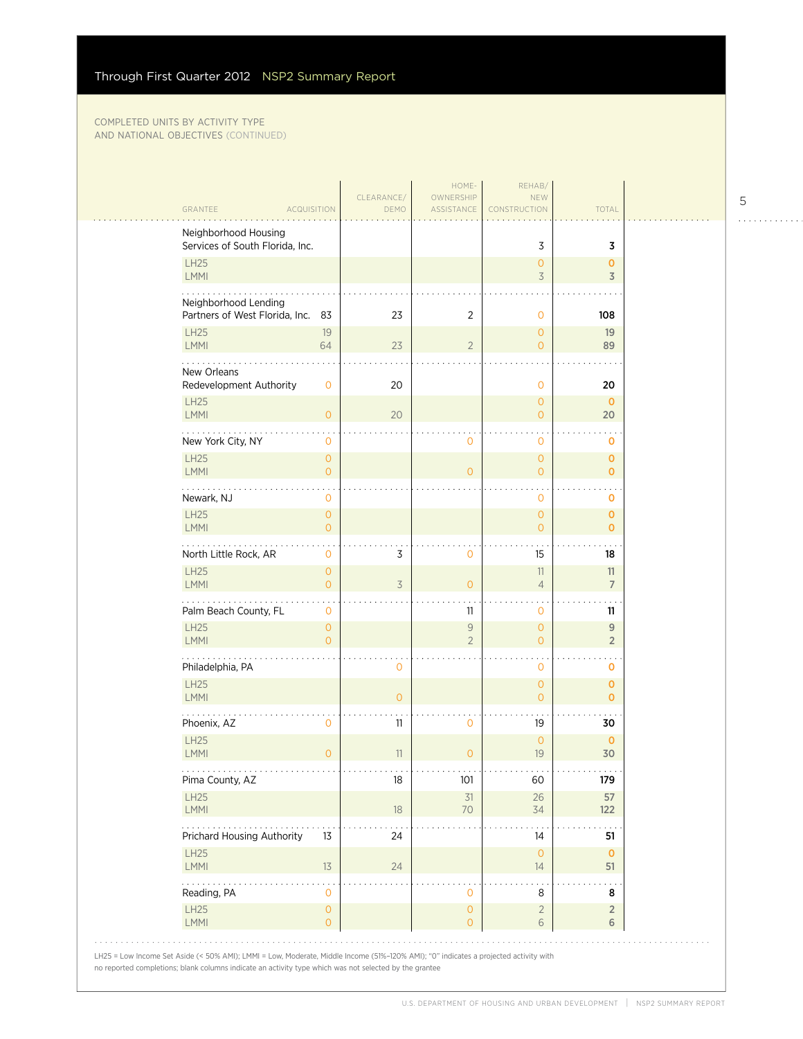COMPLETED UNITS BY ACTIVITY TYPE AND NATIONAL OBJECTIVES (CONTINUED)

| GRANTEE | ACQUISITION | CLEARANCE/ DEMO | HOME-OWNERSHIP ASSISTANCE | REHAB/ NEW CONSTRUCTION | TOTAL |
|---|---|---|---|---|---|
| Neighborhood Housing Services of South Florida, Inc. | | | | 3 | **3** |
| LH25 | | | | 0 | **0** |
| LMMI | | | | 3 | **3** |
| Neighborhood Lending Partners of West Florida, Inc. | 83 | 23 | 2 | 0 | **108** |
| LH25 | 19 | | | 0 | **19** |
| LMMI | 64 | 23 | 2 | 0 | **89** |
| New Orleans Redevelopment Authority | 0 | 20 | | 0 | **20** |
| LH25 | | | | 0 | **0** |
| LMMI | 0 | 20 | | 0 | **20** |
| New York City, NY | 0 | | 0 | 0 | **0** |
| LH25 | 0 | | | 0 | **0** |
| LMMI | 0 | | 0 | 0 | **0** |
| Newark, NJ | 0 | | | 0 | **0** |
| LH25 | 0 | | | 0 | **0** |
| LMMI | 0 | | | 0 | **0** |
| North Little Rock, AR | 0 | 3 | 0 | 15 | **18** |
| LH25 | 0 | | | 11 | **11** |
| LMMI | 0 | 3 | 0 | 4 | **7** |
| Palm Beach County, FL | 0 | | 11 | 0 | **11** |
| LH25 | 0 | | 9 | 0 | **9** |
| LMMI | 0 | | 2 | 0 | **2** |
| Philadelphia, PA | | 0 | | 0 | **0** |
| LH25 | | | | 0 | **0** |
| LMMI | | 0 | | 0 | **0** |
| Phoenix, AZ | 0 | 11 | 0 | 19 | **30** |
| LH25 | | | | 0 | **0** |
| LMMI | 0 | 11 | 0 | 19 | **30** |
| Pima County, AZ | | 18 | 101 | 60 | **179** |
| LH25 | | | 31 | 26 | **57** |
| LMMI | | 18 | 70 | 34 | **122** |
| Prichard Housing Authority | 13 | 24 | | 14 | **51** |
| LH25 | | | | 0 | **0** |
| LMMI | 13 | 24 | | 14 | **51** |
| Reading, PA | 0 | | 0 | 8 | **8** |
| LH25 | 0 | | 0 | 2 | **2** |
| LMMI | 0 | | 0 | 6 | **6** |

LH25 = Low Income Set Aside (< 50% AMI); LMMI = Low, Moderate, Middle Income (51%–120% AMI); "0" indicates a projected activity with no reported completions; blank columns indicate an activity type which was not selected by the grantee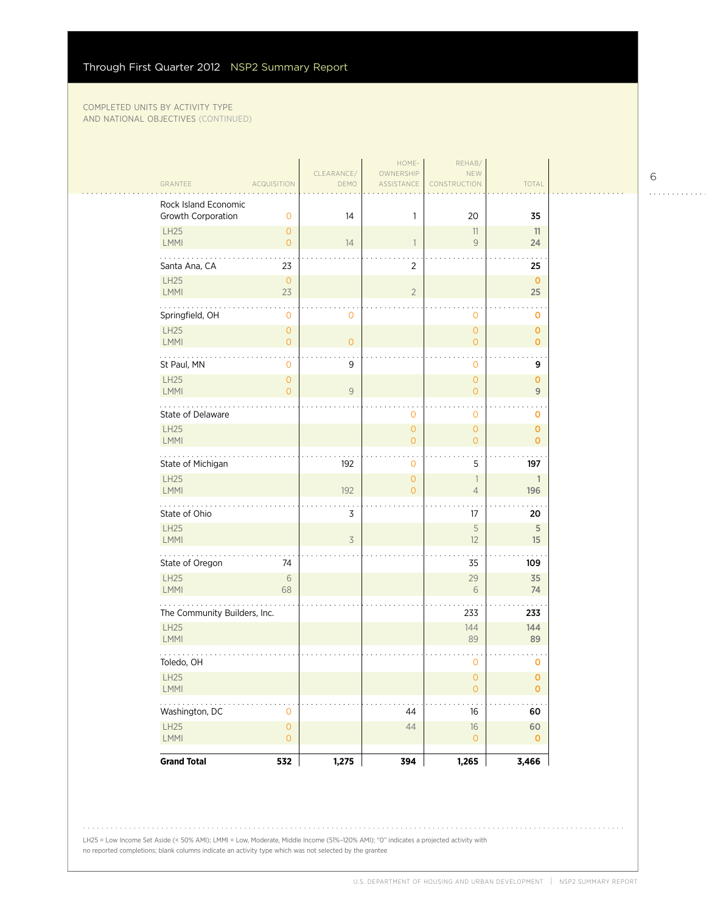Through First Quarter 2012 NSP2 Summary Report

COMPLETED UNITS BY ACTIVITY TYPE AND NATIONAL OBJECTIVES (CONTINUED)

| GRANTEE | ACQUISITION | CLEARANCE/ DEMO | HOME-OWNERSHIP ASSISTANCE | REHAB/ NEW CONSTRUCTION | TOTAL |
|---|---|---|---|---|---|
| Rock Island Economic Growth Corporation | 0 | 14 | 1 | 20 | **35** |
| LH25 | 0 | | | 11 | **11** |
| LMMI | 0 | 14 | 1 | 9 | **24** |
| Santa Ana, CA | 23 | | 2 | | **25** |
| LH25 | 0 | | | | **0** |
| LMMI | 23 | | 2 | | **25** |
| Springfield, OH | 0 | 0 | | 0 | **0** |
| LH25 | 0 | | | 0 | **0** |
| LMMI | 0 | 0 | | 0 | **0** |
| St Paul, MN | 0 | 9 | | 0 | **9** |
| LH25 | 0 | | | 0 | **0** |
| LMMI | 0 | 9 | | 0 | **9** |
| State of Delaware | | | 0 | 0 | **0** |
| LH25 | | | 0 | 0 | **0** |
| LMMI | | | 0 | 0 | **0** |
| State of Michigan | | 192 | 0 | 5 | **197** |
| LH25 | | | 0 | 1 | **1** |
| LMMI | | 192 | 0 | 4 | **196** |
| State of Ohio | | 3 | | 17 | **20** |
| LH25 | | | | 5 | **5** |
| LMMI | | 3 | | 12 | **15** |
| State of Oregon | 74 | | | 35 | **109** |
| LH25 | 6 | | | 29 | **35** |
| LMMI | 68 | | | 6 | **74** |
| The Community Builders, Inc. | | | | 233 | **233** |
| LH25 | | | | 144 | **144** |
| LMMI | | | | 89 | **89** |
| Toledo, OH | | | | 0 | **0** |
| LH25 | | | | 0 | **0** |
| LMMI | | | | 0 | **0** |
| Washington, DC | 0 | | 44 | 16 | **60** |
| LH25 | 0 | | 44 | 16 | **60** |
| LMMI | 0 | | | 0 | **0** |
| **Grand Total** | **532** | **1,275** | **394** | **1,265** | **3,466** |

LH25 = Low Income Set Aside (< 50% AMI); LMMI = Low, Moderate, Middle Income (51%–120% AMI); "0" indicates a projected activity with no reported completions; blank columns indicate an activity type which was not selected by the grantee